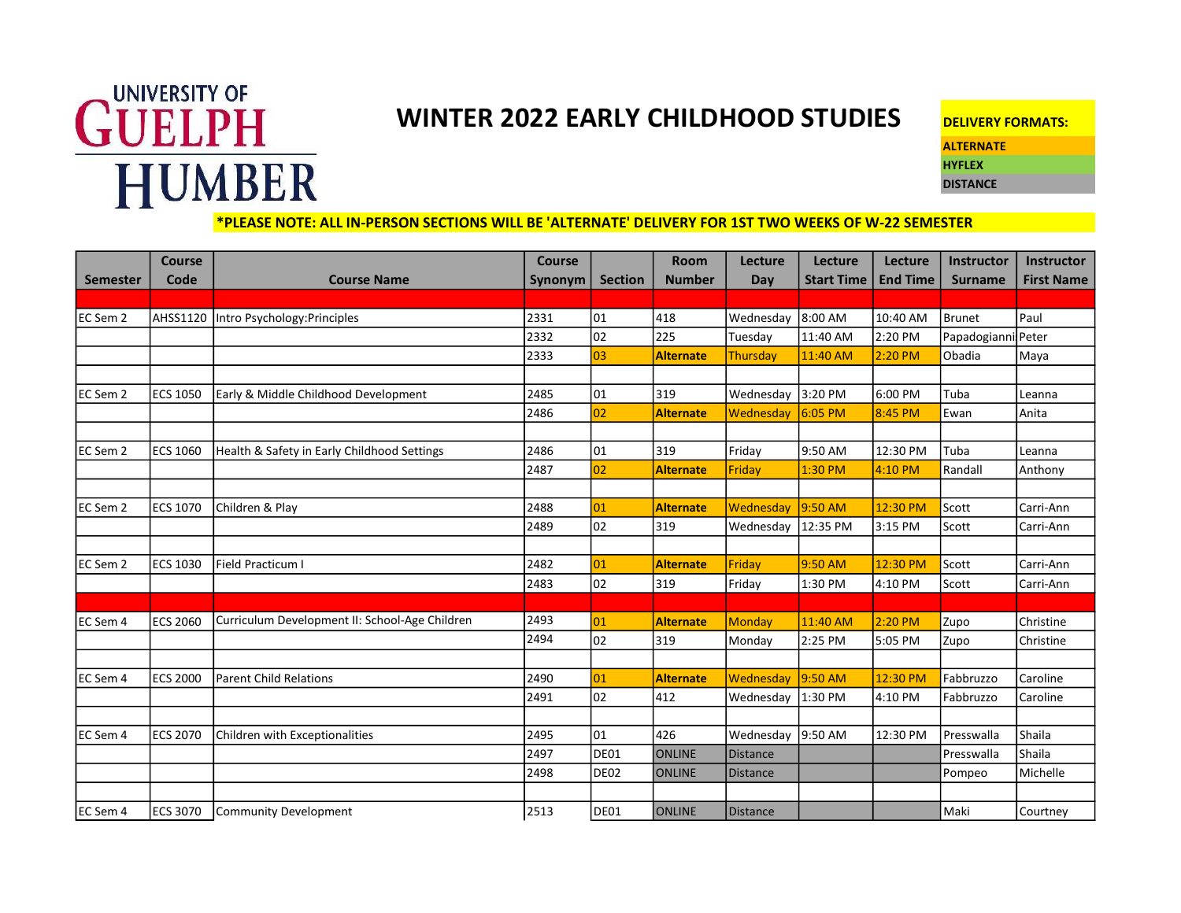UNIVERSITY OF GUELPH HUMBER

# WINTER 2022 EARLY CHILDHOOD STUDIES

**DELIVERY FORMATS:**

**ALTERNATE**

**HYFLEX**

**DISTANCE**

**\*PLEASE NOTE: ALL IN-PERSON SECTIONS WILL BE 'ALTERNATE' DELIVERY FOR 1ST TWO WEEKS OF W-22 SEMESTER**

| Semester | Course Code | Course Name | Course Synonym | Section | Room Number | Lecture Day | Lecture Start Time | Lecture End Time | Instructor Surname | Instructor First Name |
|---|---|---|---|---|---|---|---|---|---|---|
| | | | | | | | | | | |
| EC Sem 2 | AHSS1120 | Intro Psychology:Principles | 2331 | 01 | 418 | Wednesday | 8:00 AM | 10:40 AM | Brunet | Paul |
| | | | 2332 | 02 | 225 | Tuesday | 11:40 AM | 2:20 PM | Papadogianni | Peter |
| | | | 2333 | 03 | **Alternate** | Thursday | 11:40 AM | 2:20 PM | Obadia | Maya |
| | | | | | | | | | | |
| EC Sem 2 | ECS 1050 | Early & Middle Childhood Development | 2485 | 01 | 319 | Wednesday | 3:20 PM | 6:00 PM | Tuba | Leanna |
| | | | 2486 | 02 | **Alternate** | Wednesday | 6:05 PM | 8:45 PM | Ewan | Anita |
| | | | | | | | | | | |
| EC Sem 2 | ECS 1060 | Health & Safety in Early Childhood Settings | 2486 | 01 | 319 | Friday | 9:50 AM | 12:30 PM | Tuba | Leanna |
| | | | 2487 | 02 | **Alternate** | Friday | 1:30 PM | 4:10 PM | Randall | Anthony |
| | | | | | | | | | | |
| EC Sem 2 | ECS 1070 | Children & Play | 2488 | 01 | **Alternate** | Wednesday | 9:50 AM | 12:30 PM | Scott | Carri-Ann |
| | | | 2489 | 02 | 319 | Wednesday | 12:35 PM | 3:15 PM | Scott | Carri-Ann |
| | | | | | | | | | | |
| EC Sem 2 | ECS 1030 | Field Practicum I | 2482 | 01 | **Alternate** | Friday | 9:50 AM | 12:30 PM | Scott | Carri-Ann |
| | | | 2483 | 02 | 319 | Friday | 1:30 PM | 4:10 PM | Scott | Carri-Ann |
| | | | | | | | | | | |
| EC Sem 4 | ECS 2060 | Curriculum Development II: School-Age Children | 2493 | 01 | **Alternate** | Monday | 11:40 AM | 2:20 PM | Zupo | Christine |
| | | | 2494 | 02 | 319 | Monday | 2:25 PM | 5:05 PM | Zupo | Christine |
| | | | | | | | | | | |
| EC Sem 4 | ECS 2000 | Parent Child Relations | 2490 | 01 | **Alternate** | Wednesday | 9:50 AM | 12:30 PM | Fabbruzzo | Caroline |
| | | | 2491 | 02 | 412 | Wednesday | 1:30 PM | 4:10 PM | Fabbruzzo | Caroline |
| | | | | | | | | | | |
| EC Sem 4 | ECS 2070 | Children with Exceptionalities | 2495 | 01 | 426 | Wednesday | 9:50 AM | 12:30 PM | Presswalla | Shaila |
| | | | 2497 | DE01 | ONLINE | Distance | | | Presswalla | Shaila |
| | | | 2498 | DE02 | ONLINE | Distance | | | Pompeo | Michelle |
| | | | | | | | | | | |
| EC Sem 4 | ECS 3070 | Community Development | 2513 | DE01 | ONLINE | Distance | | | Maki | Courtney |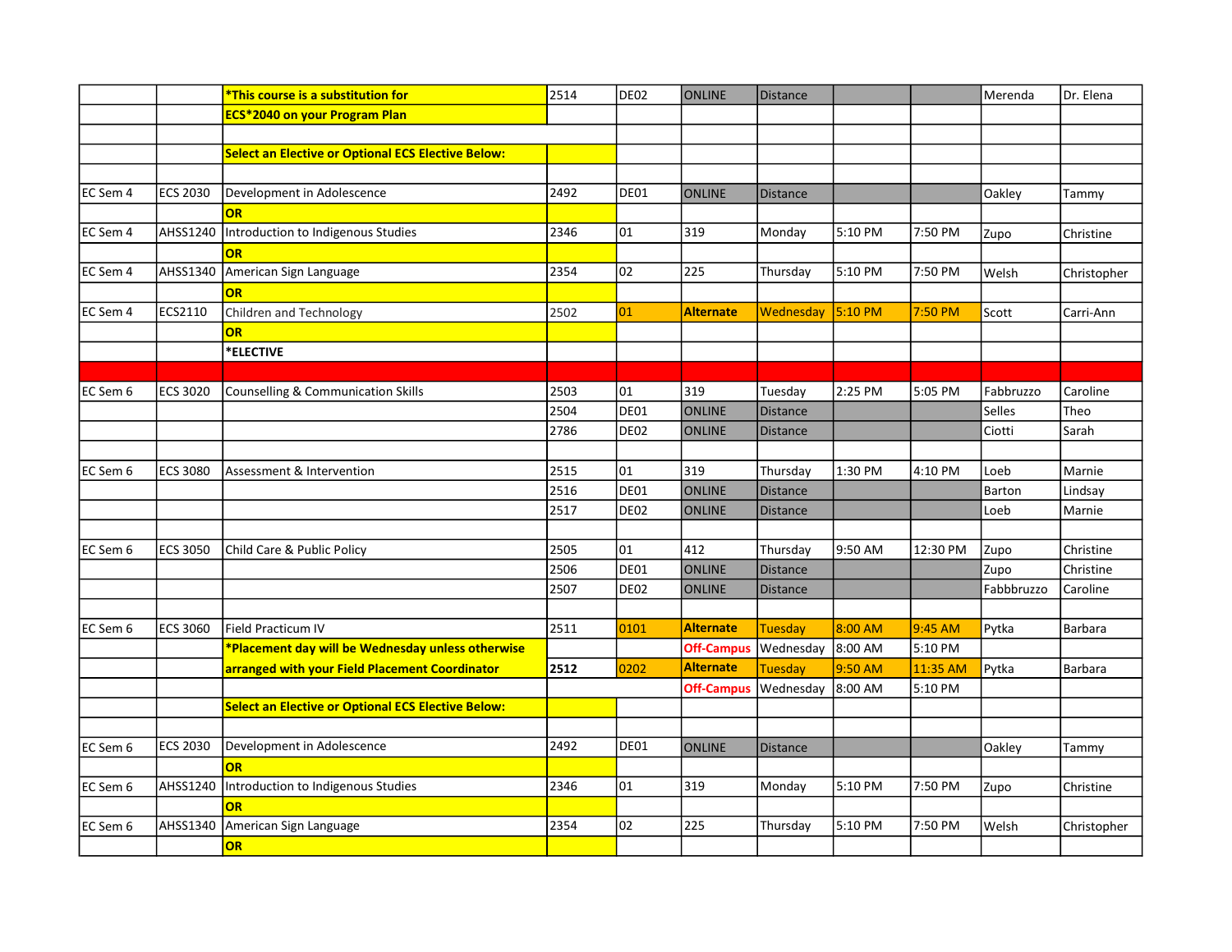| | | | | | | | | | | |
|---|---|---|---|---|---|---|---|---|---|---|
| | | *This course is a substitution for | 2514 | DE02 | ONLINE | Distance | | | Merenda | Dr. Elena |
| | | ECS*2040 on your Program Plan | | | | | | | | |
| | | | | | | | | | | |
| | | Select an Elective or Optional ECS Elective Below: | | | | | | | | |
| | | | | | | | | | | |
| EC Sem 4 | ECS 2030 | Development in Adolescence | 2492 | DE01 | ONLINE | Distance | | | Oakley | Tammy |
| | | OR | | | | | | | | |
| EC Sem 4 | AHSS1240 | Introduction to Indigenous Studies | 2346 | 01 | 319 | Monday | 5:10 PM | 7:50 PM | Zupo | Christine |
| | | OR | | | | | | | | |
| EC Sem 4 | AHSS1340 | American Sign Language | 2354 | 02 | 225 | Thursday | 5:10 PM | 7:50 PM | Welsh | Christopher |
| | | OR | | | | | | | | |
| EC Sem 4 | ECS2110 | Children and Technology | 2502 | 01 | Alternate | Wednesday | 5:10 PM | 7:50 PM | Scott | Carri-Ann |
| | | OR | | | | | | | | |
| | | *ELECTIVE | | | | | | | | |
| | | | | | | | | | | |
| EC Sem 6 | ECS 3020 | Counselling & Communication Skills | 2503 | 01 | 319 | Tuesday | 2:25 PM | 5:05 PM | Fabbruzzo | Caroline |
| | | | 2504 | DE01 | ONLINE | Distance | | | Selles | Theo |
| | | | 2786 | DE02 | ONLINE | Distance | | | Ciotti | Sarah |
| | | | | | | | | | | |
| EC Sem 6 | ECS 3080 | Assessment & Intervention | 2515 | 01 | 319 | Thursday | 1:30 PM | 4:10 PM | Loeb | Marnie |
| | | | 2516 | DE01 | ONLINE | Distance | | | Barton | Lindsay |
| | | | 2517 | DE02 | ONLINE | Distance | | | Loeb | Marnie |
| | | | | | | | | | | |
| EC Sem 6 | ECS 3050 | Child Care & Public Policy | 2505 | 01 | 412 | Thursday | 9:50 AM | 12:30 PM | Zupo | Christine |
| | | | 2506 | DE01 | ONLINE | Distance | | | Zupo | Christine |
| | | | 2507 | DE02 | ONLINE | Distance | | | Fabbbruzzo | Caroline |
| | | | | | | | | | | |
| EC Sem 6 | ECS 3060 | Field Practicum IV | 2511 | 0101 | Alternate | Tuesday | 8:00 AM | 9:45 AM | Pytka | Barbara |
| | | *Placement day will be Wednesday unless otherwise | | | Off-Campus | Wednesday | 8:00 AM | 5:10 PM | | |
| | | arranged with your Field Placement Coordinator | **2512** | 0202 | Alternate | Tuesday | 9:50 AM | 11:35 AM | Pytka | Barbara |
| | | | | | Off-Campus | Wednesday | 8:00 AM | 5:10 PM | | |
| | | Select an Elective or Optional ECS Elective Below: | | | | | | | | |
| | | | | | | | | | | |
| EC Sem 6 | ECS 2030 | Development in Adolescence | 2492 | DE01 | ONLINE | Distance | | | Oakley | Tammy |
| | | OR | | | | | | | | |
| EC Sem 6 | AHSS1240 | Introduction to Indigenous Studies | 2346 | 01 | 319 | Monday | 5:10 PM | 7:50 PM | Zupo | Christine |
| | | OR | | | | | | | | |
| EC Sem 6 | AHSS1340 | American Sign Language | 2354 | 02 | 225 | Thursday | 5:10 PM | 7:50 PM | Welsh | Christopher |
| | | OR | | | | | | | | |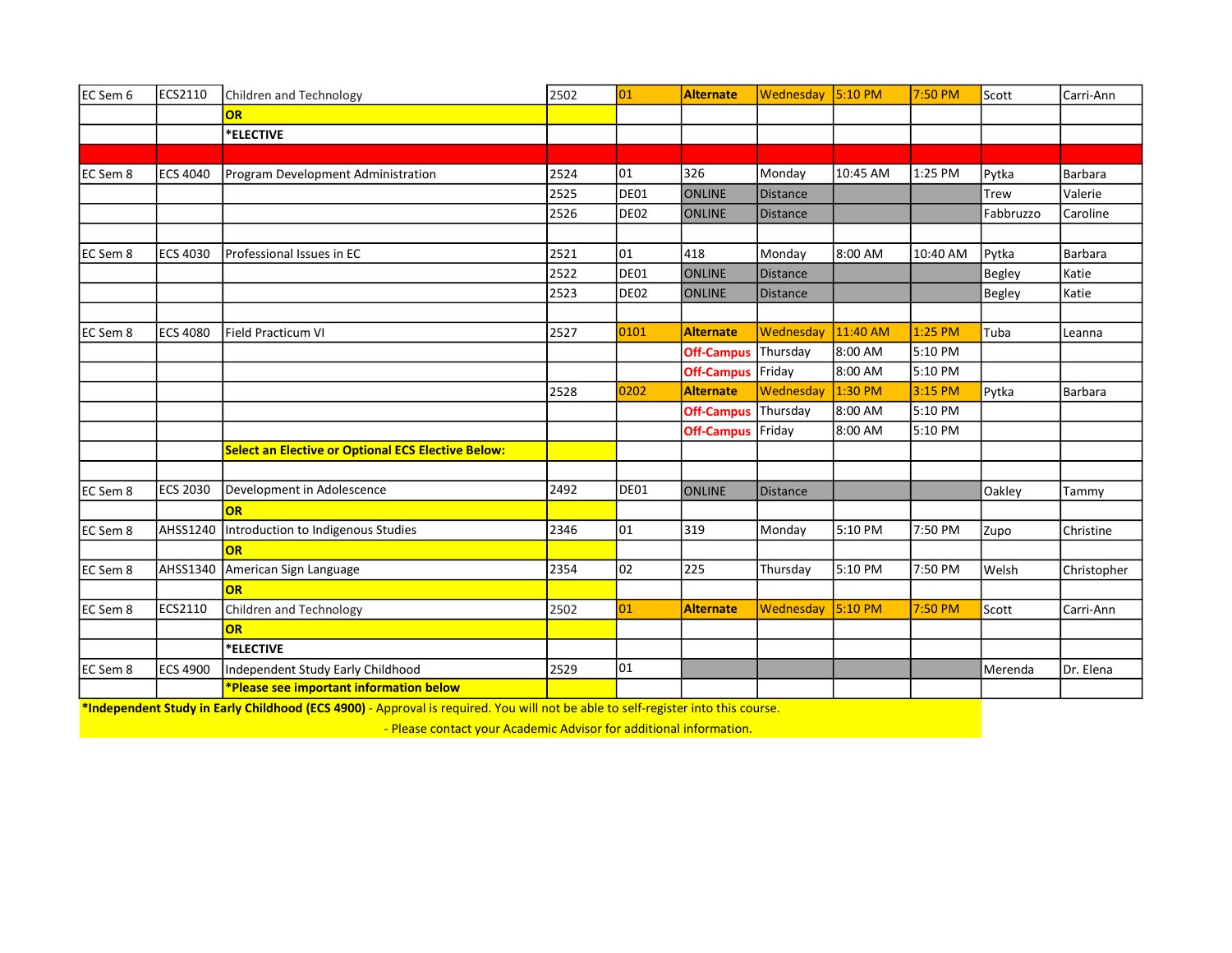| | | | | | | | | | | |
|---|---|---|---|---|---|---|---|---|---|---|
| EC Sem 6 | ECS2110 | Children and Technology | 2502 | 01 | Alternate | Wednesday | 5:10 PM | 7:50 PM | Scott | Carri-Ann |
| | | **OR** | | | | | | | | |
| | | ***ELECTIVE** | | | | | | | | |
| | | | | | | | | | | |
| EC Sem 8 | ECS 4040 | Program Development Administration | 2524 | 01 | 326 | Monday | 10:45 AM | 1:25 PM | Pytka | Barbara |
| | | | 2525 | DE01 | ONLINE | Distance | | | Trew | Valerie |
| | | | 2526 | DE02 | ONLINE | Distance | | | Fabbruzzo | Caroline |
| | | | | | | | | | | |
| EC Sem 8 | ECS 4030 | Professional Issues in EC | 2521 | 01 | 418 | Monday | 8:00 AM | 10:40 AM | Pytka | Barbara |
| | | | 2522 | DE01 | ONLINE | Distance | | | Begley | Katie |
| | | | 2523 | DE02 | ONLINE | Distance | | | Begley | Katie |
| | | | | | | | | | | |
| EC Sem 8 | ECS 4080 | Field Practicum VI | 2527 | 0101 | Alternate | Wednesday | 11:40 AM | 1:25 PM | Tuba | Leanna |
| | | | | | Off-Campus | Thursday | 8:00 AM | 5:10 PM | | |
| | | | | | Off-Campus | Friday | 8:00 AM | 5:10 PM | | |
| | | | 2528 | 0202 | Alternate | Wednesday | 1:30 PM | 3:15 PM | Pytka | Barbara |
| | | | | | Off-Campus | Thursday | 8:00 AM | 5:10 PM | | |
| | | | | | Off-Campus | Friday | 8:00 AM | 5:10 PM | | |
| | | **Select an Elective or Optional ECS Elective Below:** | | | | | | | | |
| | | | | | | | | | | |
| EC Sem 8 | ECS 2030 | Development in Adolescence | 2492 | DE01 | ONLINE | Distance | | | Oakley | Tammy |
| | | **OR** | | | | | | | | |
| EC Sem 8 | AHSS1240 | Introduction to Indigenous Studies | 2346 | 01 | 319 | Monday | 5:10 PM | 7:50 PM | Zupo | Christine |
| | | **OR** | | | | | | | | |
| EC Sem 8 | AHSS1340 | American Sign Language | 2354 | 02 | 225 | Thursday | 5:10 PM | 7:50 PM | Welsh | Christopher |
| | | **OR** | | | | | | | | |
| EC Sem 8 | ECS2110 | Children and Technology | 2502 | 01 | Alternate | Wednesday | 5:10 PM | 7:50 PM | Scott | Carri-Ann |
| | | **OR** | | | | | | | | |
| | | ***ELECTIVE** | | | | | | | | |
| EC Sem 8 | ECS 4900 | Independent Study Early Childhood | 2529 | 01 | | | | | Merenda | Dr. Elena |
| | | ***Please see important information below** | | | | | | | | |

**\*Independent Study in Early Childhood (ECS 4900)** - Approval is required. You will not be able to self-register into this course.

- Please contact your Academic Advisor for additional information.